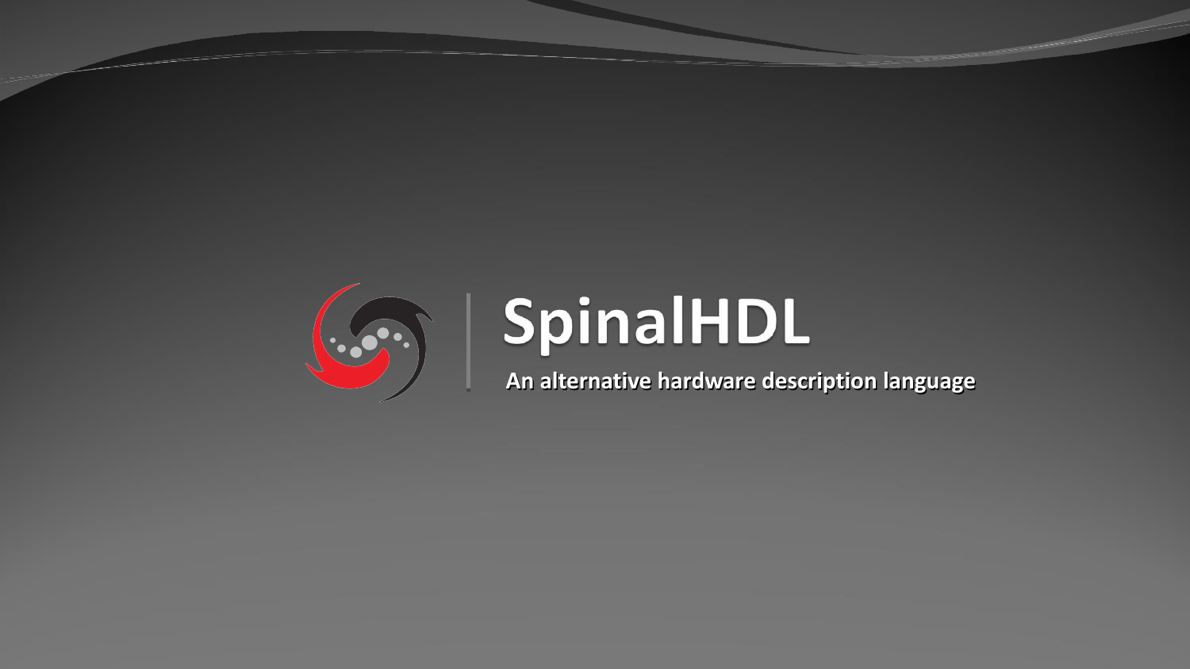# SpinalHDL

**An alternative hardware description language**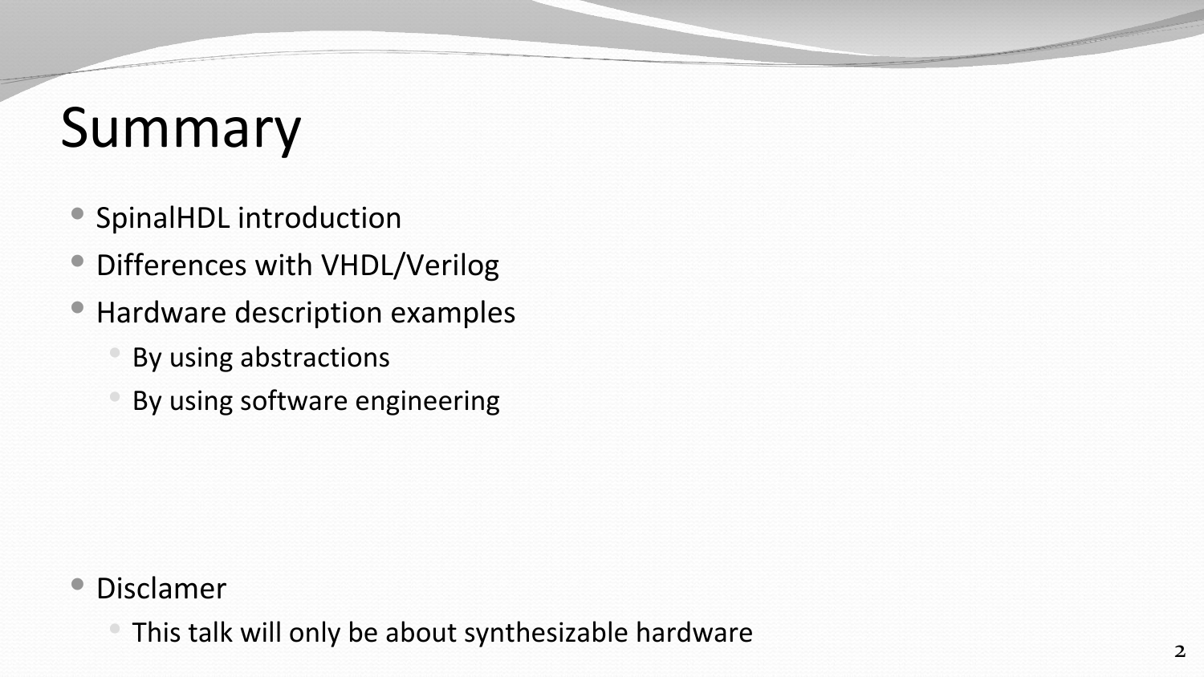# Summary

- SpinalHDL introduction
- Differences with VHDL/Verilog
- Hardware description examples
  - By using abstractions
  - By using software engineering

- Disclamer
  - This talk will only be about synthesizable hardware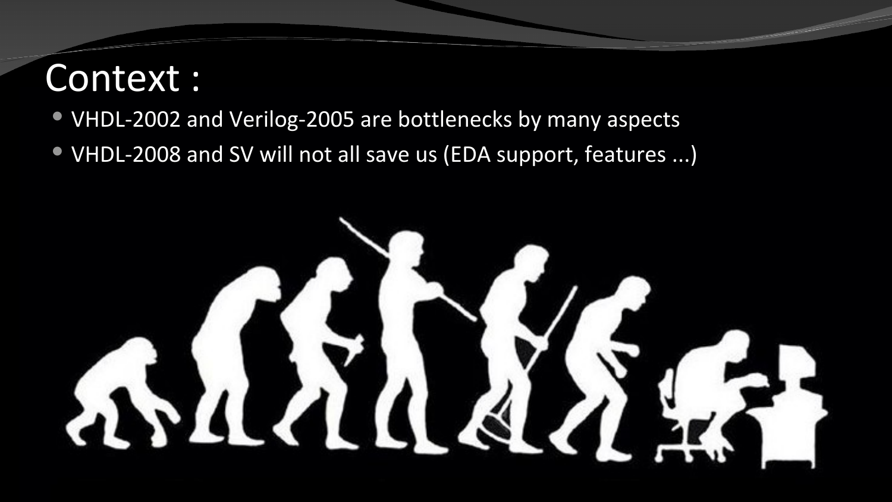# Context :

- VHDL-2002 and Verilog-2005 are bottlenecks by many aspects
- VHDL-2008 and SV will not all save us (EDA support, features ...)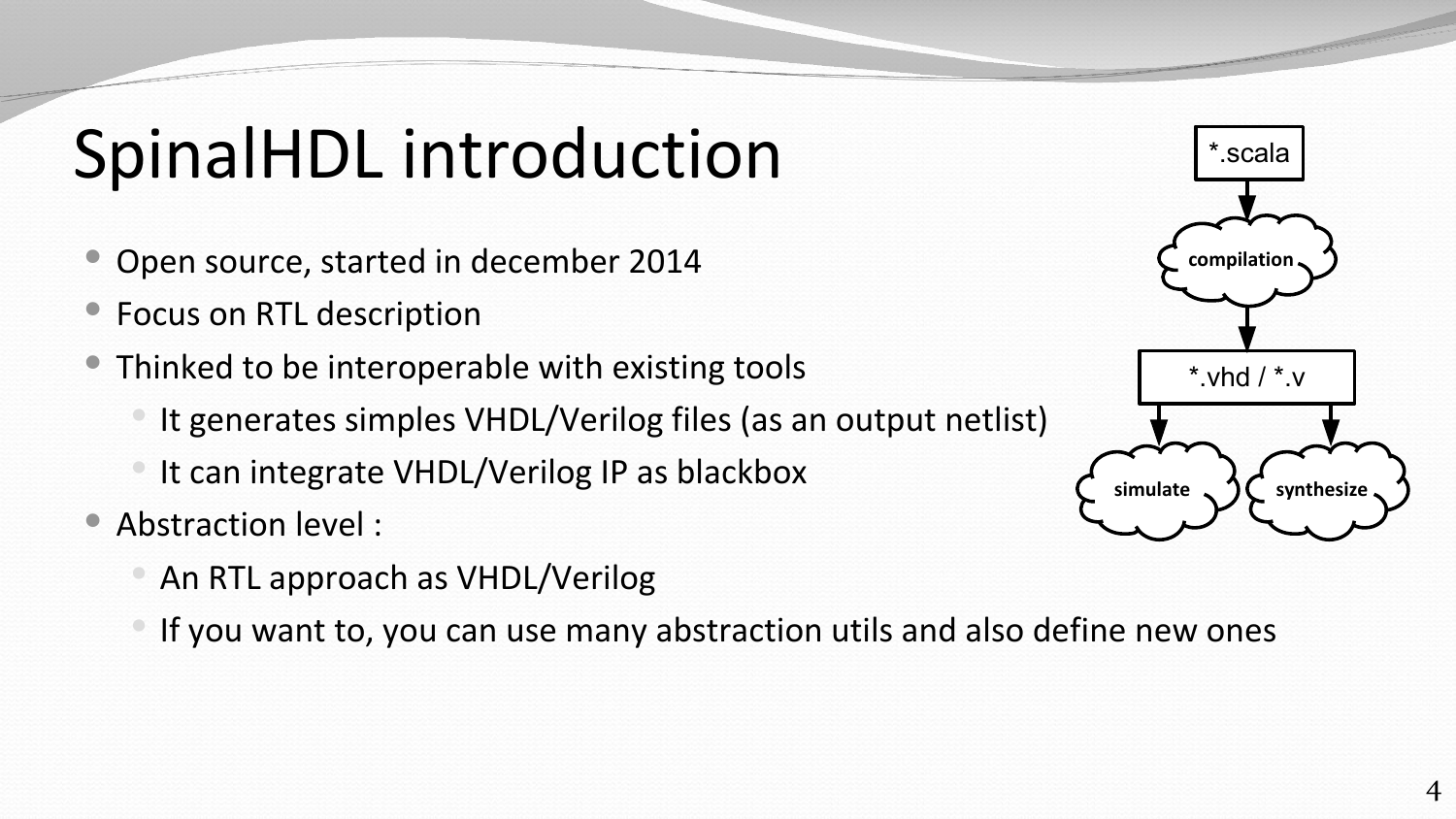# SpinalHDL introduction

- Open source, started in december 2014
- Focus on RTL description
- Thinked to be interoperable with existing tools
  - It generates simples VHDL/Verilog files (as an output netlist)
  - It can integrate VHDL/Verilog IP as blackbox
- Abstraction level :
  - An RTL approach as VHDL/Verilog
  - If you want to, you can use many abstraction utils and also define new ones

*.scala → compilation → *.vhd / *.v → simulate / synthesize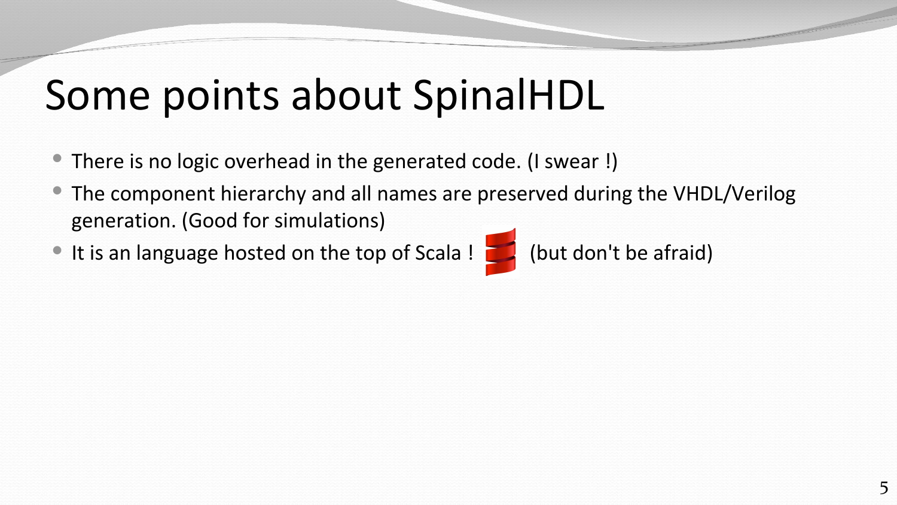# Some points about SpinalHDL

- There is no logic overhead in the generated code. (I swear !)
- The component hierarchy and all names are preserved during the VHDL/Verilog generation. (Good for simulations)
- It is an language hosted on the top of Scala ! (but don't be afraid)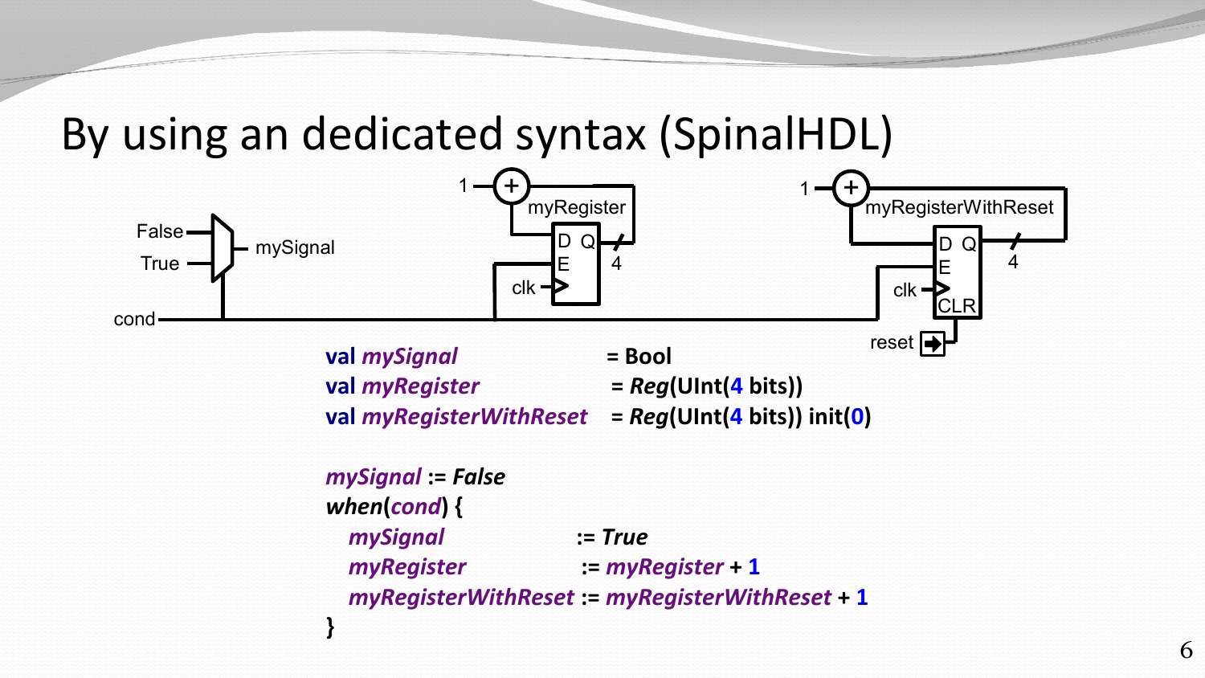# By using an dedicated syntax (SpinalHDL)

```scala
val mySignal             = Bool
val myRegister           = Reg(UInt(4 bits))
val myRegisterWithReset  = Reg(UInt(4 bits)) init(0)

mySignal := False
when(cond) {
  mySignal            := True
  myRegister          := myRegister + 1
  myRegisterWithReset := myRegisterWithReset + 1
}
```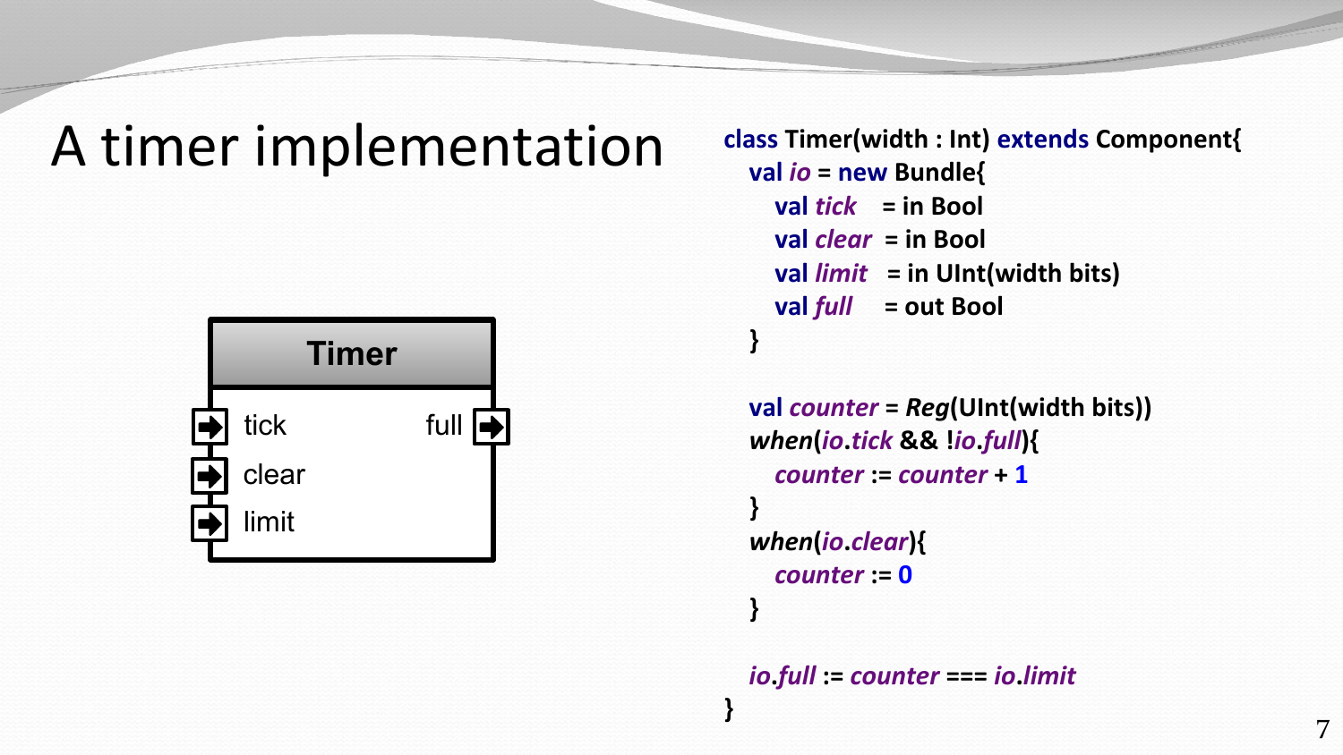# A timer implementation

Timer

- tick
- clear
- limit
- full

```scala
class Timer(width : Int) extends Component{
  val io = new Bundle{
    val tick   = in Bool
    val clear  = in Bool
    val limit  = in UInt(width bits)
    val full   = out Bool
  }

  val counter = Reg(UInt(width bits))
  when(io.tick && !io.full){
    counter := counter + 1
  }
  when(io.clear){
    counter := 0
  }

  io.full := counter === io.limit
}
```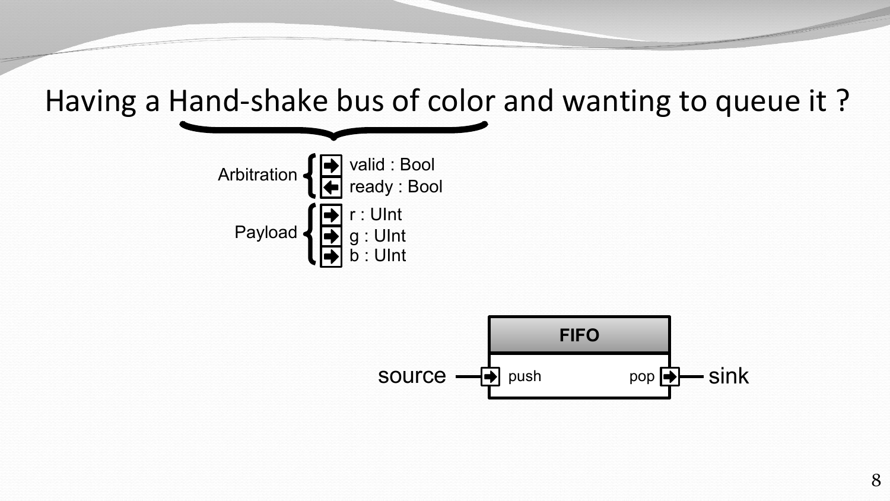# Having a Hand-shake bus of color and wanting to queue it ?

Arbitration
- valid : Bool
- ready : Bool

Payload
- r : UInt
- g : UInt
- b : UInt

source → push **FIFO** pop → sink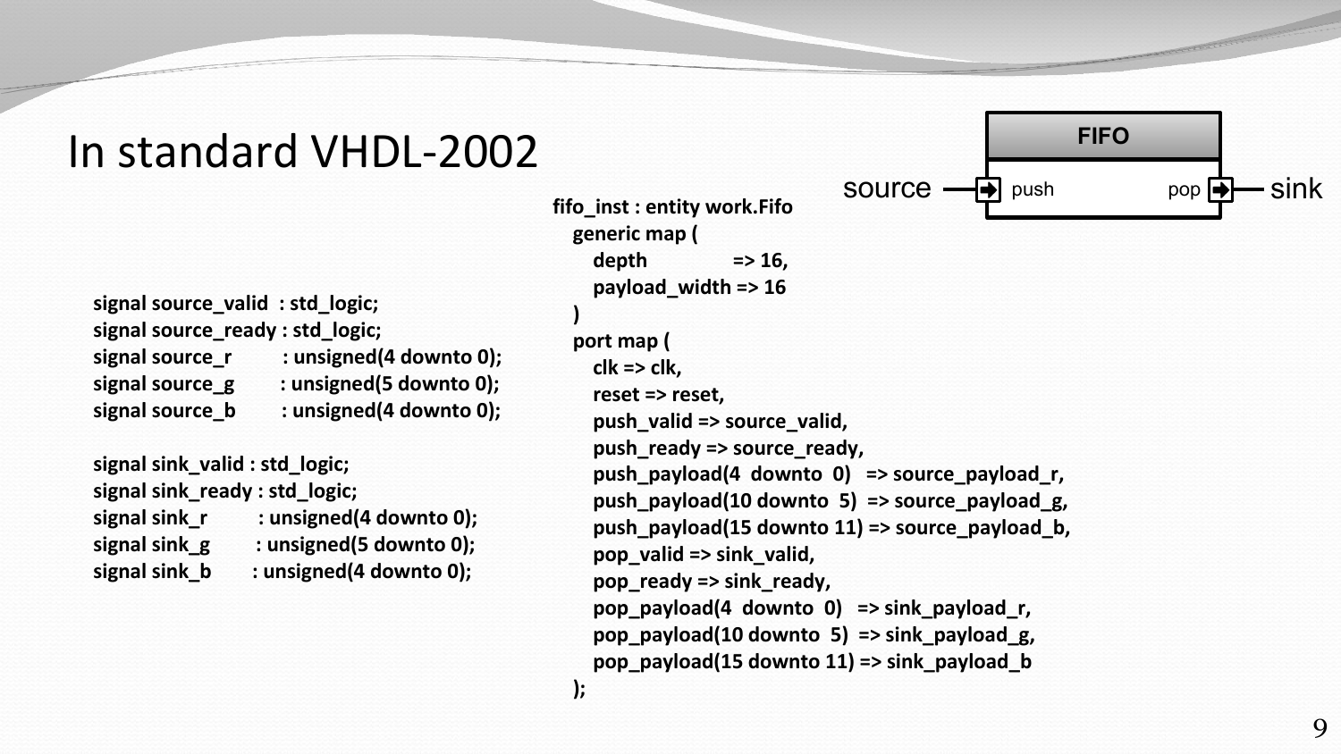# In standard VHDL-2002

```vhdl
signal source_valid  : std_logic;
signal source_ready : std_logic;
signal source_r         : unsigned(4 downto 0);
signal source_g        : unsigned(5 downto 0);
signal source_b        : unsigned(4 downto 0);

signal sink_valid : std_logic;
signal sink_ready : std_logic;
signal sink_r         : unsigned(4 downto 0);
signal sink_g        : unsigned(5 downto 0);
signal sink_b        : unsigned(4 downto 0);
```

```vhdl
fifo_inst : entity work.Fifo
  generic map (
    depth            => 16,
    payload_width => 16
  )
  port map (
    clk => clk,
    reset => reset,
    push_valid => source_valid,
    push_ready => source_ready,
    push_payload(4  downto  0)   => source_payload_r,
    push_payload(10 downto  5)  => source_payload_g,
    push_payload(15 downto 11) => source_payload_b,
    pop_valid => sink_valid,
    pop_ready => sink_ready,
    pop_payload(4  downto  0)   => sink_payload_r,
    pop_payload(10 downto  5)  => sink_payload_g,
    pop_payload(15 downto 11) => sink_payload_b
  );
```

FIFO: source → push | pop → sink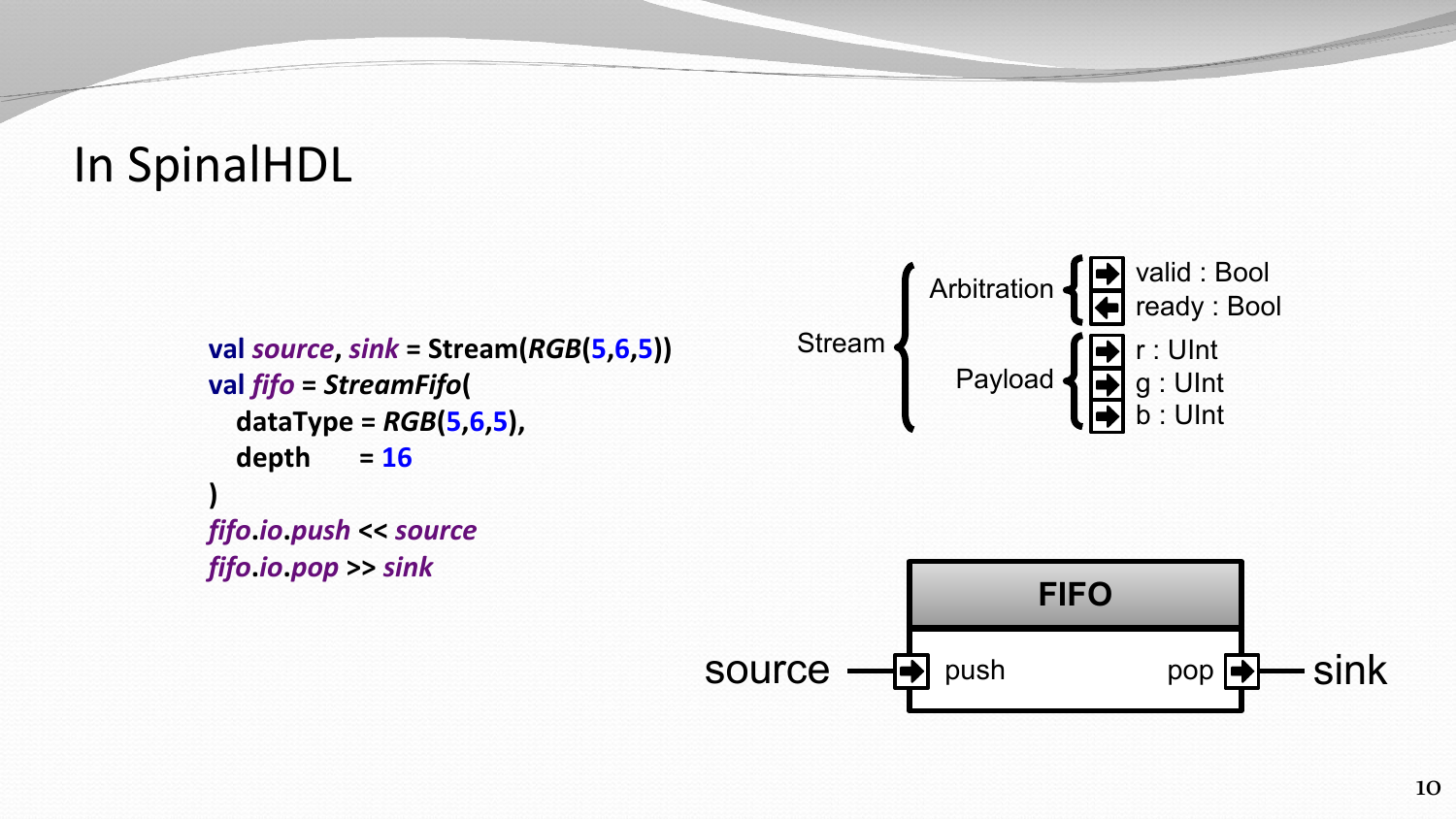# In SpinalHDL

```scala
val source, sink = Stream(RGB(5,6,5))
val fifo = StreamFifo(
   dataType = RGB(5,6,5),
   depth    = 16
)
fifo.io.push << source
fifo.io.pop >> sink
```

Stream
- Arbitration
  - valid : Bool
  - ready : Bool
- Payload
  - r : UInt
  - g : UInt
  - b : UInt

source → push [FIFO] pop → sink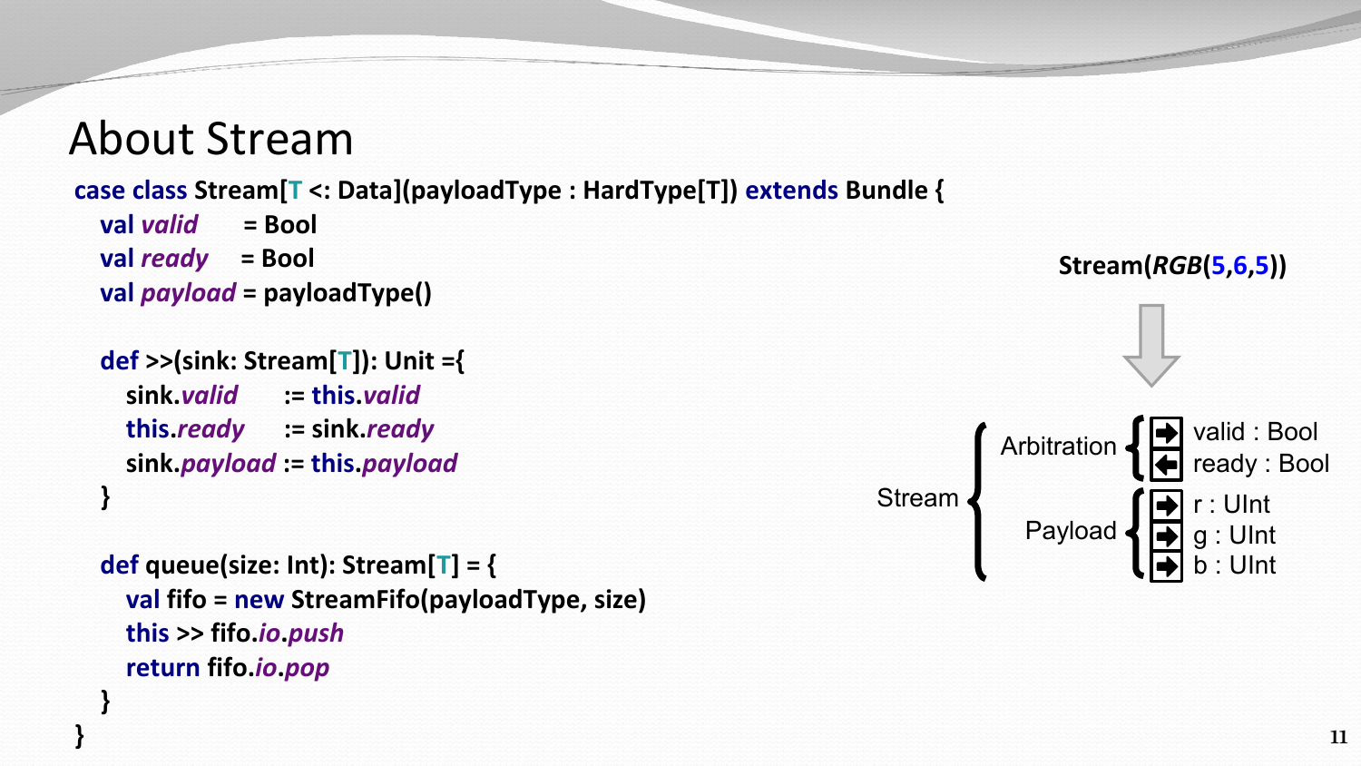# About Stream

```scala
case class Stream[T <: Data](payloadType : HardType[T]) extends Bundle {
  val valid    = Bool
  val ready    = Bool
  val payload = payloadType()

  def >>(sink: Stream[T]): Unit ={
    sink.valid    := this.valid
    this.ready    := sink.ready
    sink.payload := this.payload
  }

  def queue(size: Int): Stream[T] = {
    val fifo = new StreamFifo(payloadType, size)
    this >> fifo.io.push
    return fifo.io.pop
  }
}
```

**Stream(*RGB*(5,6,5))**

- Stream
  - Arbitration
    - valid : Bool
    - ready : Bool
  - Payload
    - r : UInt
    - g : UInt
    - b : UInt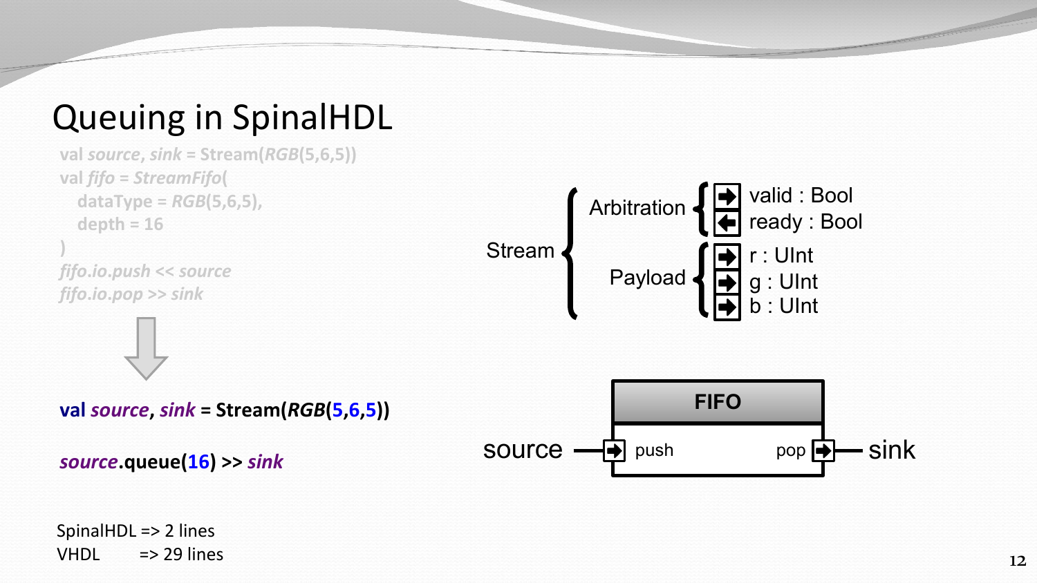# Queuing in SpinalHDL

```scala
val source, sink = Stream(RGB(5,6,5))
val fifo = StreamFifo(
  dataType = RGB(5,6,5),
  depth = 16
)
fifo.io.push << source
fifo.io.pop >> sink
```

⇩

```scala
val source, sink = Stream(RGB(5,6,5))

source.queue(16) >> sink
```

SpinalHDL => 2 lines
VHDL => 29 lines

Stream
- Arbitration
  - valid : Bool
  - ready : Bool
- Payload
  - r : UInt
  - g : UInt
  - b : UInt

FIFO: source → push | pop → sink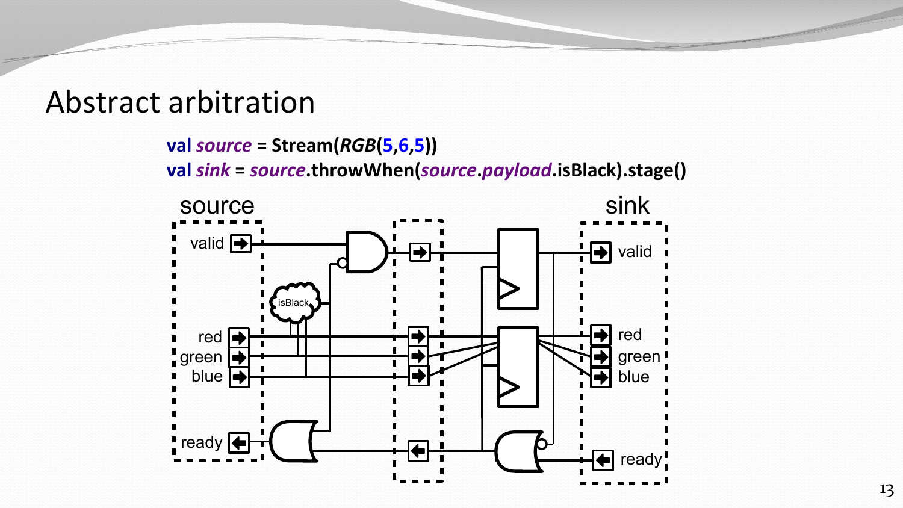# Abstract arbitration

```
val source = Stream(RGB(5,6,5))
val sink = source.throwWhen(source.payload.isBlack).stage()
```

source

valid

red

green

blue

ready

isBlack

sink

valid

red

green

blue

ready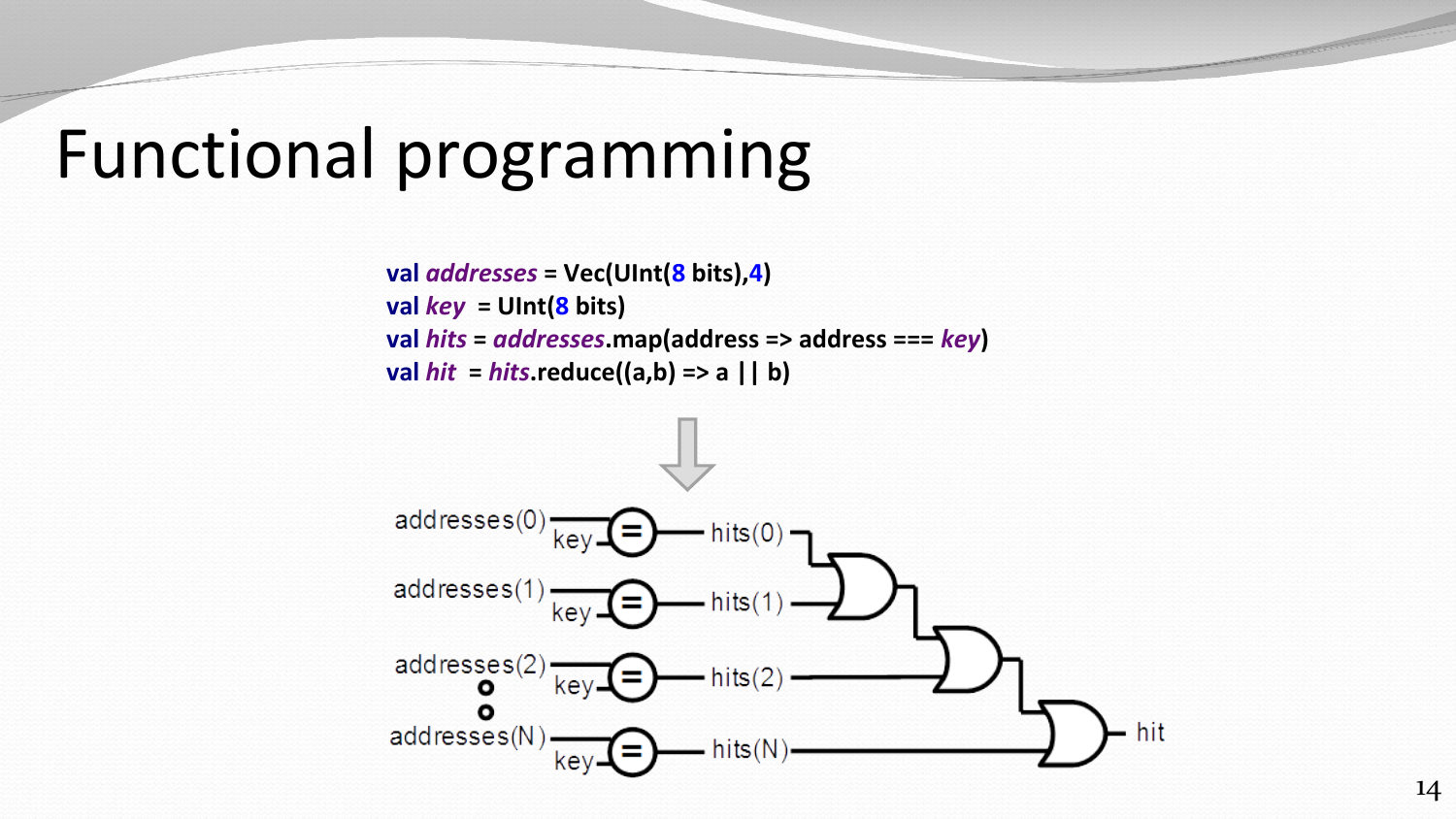# Functional programming

```
val addresses = Vec(UInt(8 bits),4)
val key  = UInt(8 bits)
val hits = addresses.map(address => address === key)
val hit  = hits.reduce((a,b) => a || b)
```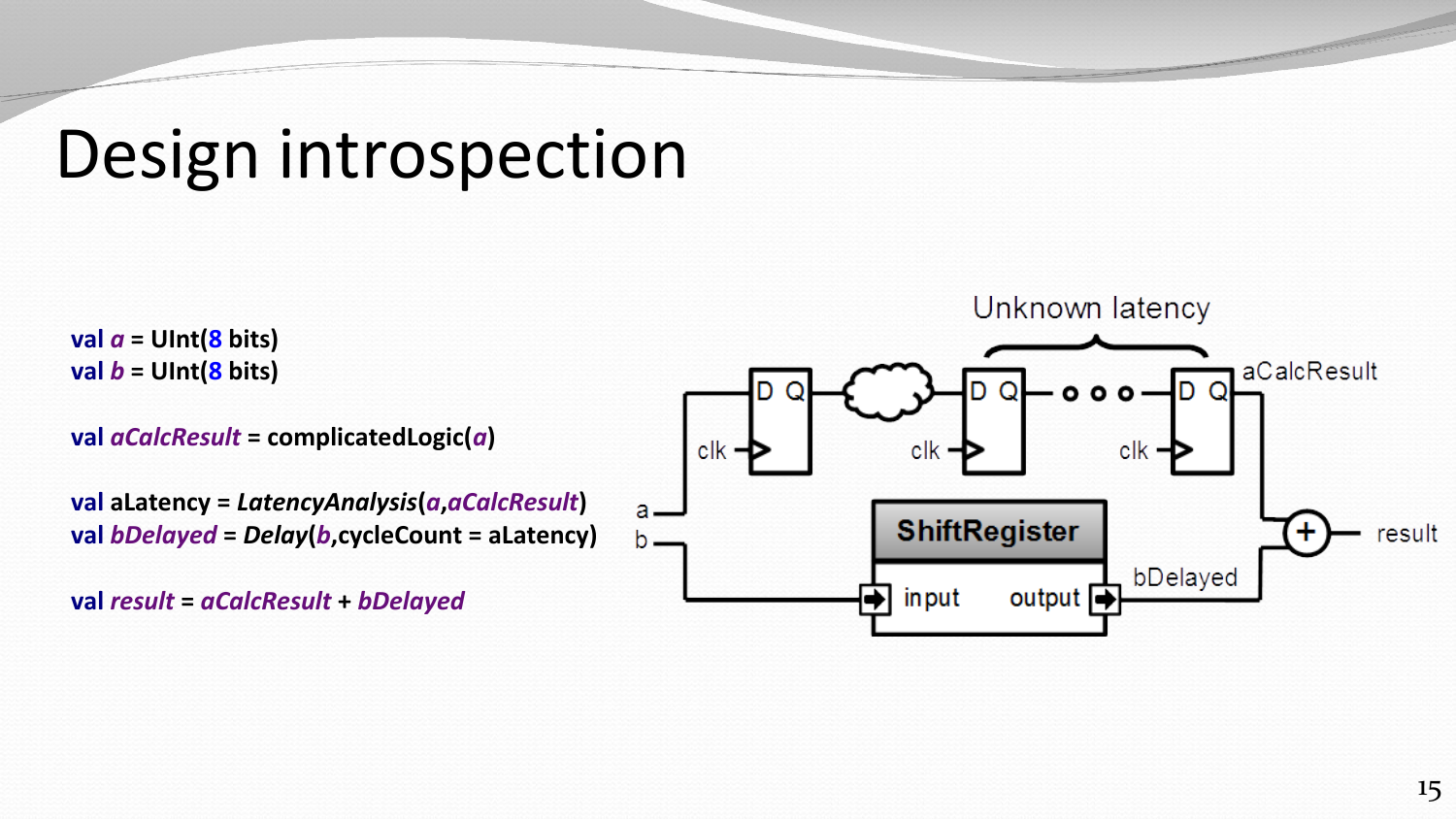# Design introspection

```
val a = UInt(8 bits)
val b = UInt(8 bits)

val aCalcResult = complicatedLogic(a)

val aLatency = LatencyAnalysis(a,aCalcResult)
val bDelayed = Delay(b,cycleCount = aLatency)

val result = aCalcResult + bDelayed
```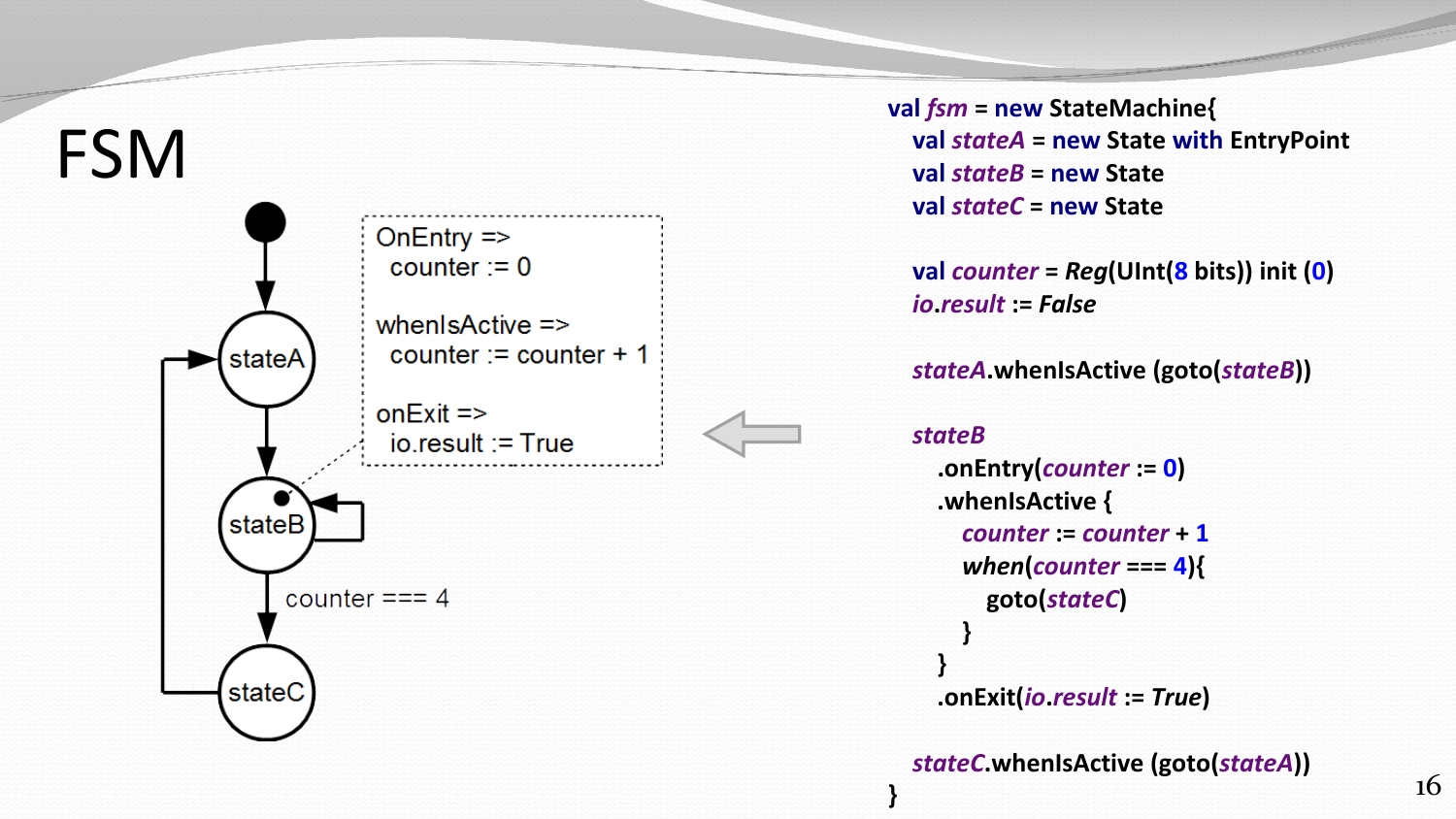# FSM

```
OnEntry =>
  counter := 0

whenIsActive =>
  counter := counter + 1

onExit =>
  io.result := True
```

stateA → stateB → (counter === 4) → stateC → stateA

```scala
val fsm = new StateMachine{
  val stateA = new State with EntryPoint
  val stateB = new State
  val stateC = new State

  val counter = Reg(UInt(8 bits)) init (0)
  io.result := False

  stateA.whenIsActive (goto(stateB))

  stateB
    .onEntry(counter := 0)
    .whenIsActive {
      counter := counter + 1
      when(counter === 4){
        goto(stateC)
      }
    }
    .onExit(io.result := True)

  stateC.whenIsActive (goto(stateA))
}
```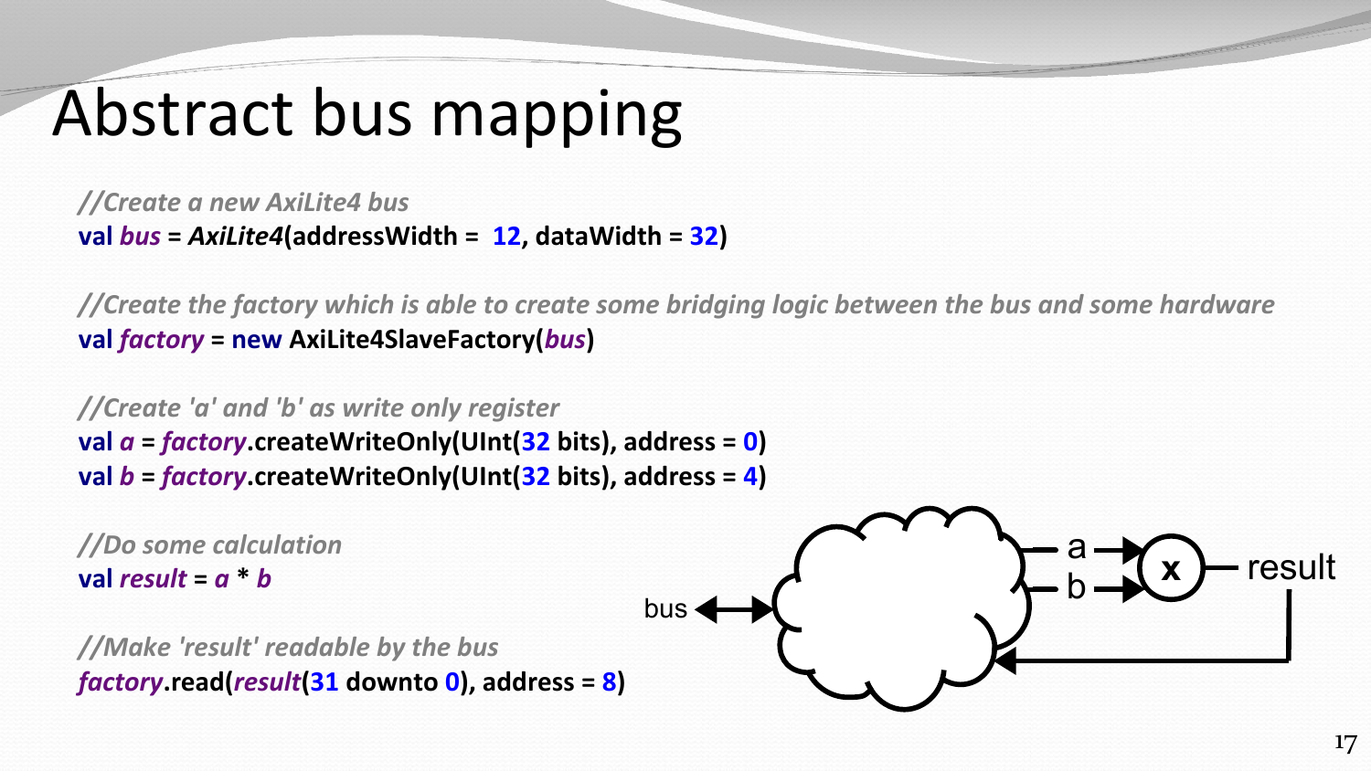# Abstract bus mapping

```scala
//Create a new AxiLite4 bus
val bus = AxiLite4(addressWidth =  12, dataWidth = 32)

//Create the factory which is able to create some bridging logic between the bus and some hardware
val factory = new AxiLite4SlaveFactory(bus)

//Create 'a' and 'b' as write only register
val a = factory.createWriteOnly(UInt(32 bits), address = 0)
val b = factory.createWriteOnly(UInt(32 bits), address = 4)

//Do some calculation
val result = a * b

//Make 'result' readable by the bus
factory.read(result(31 downto 0), address = 8)
```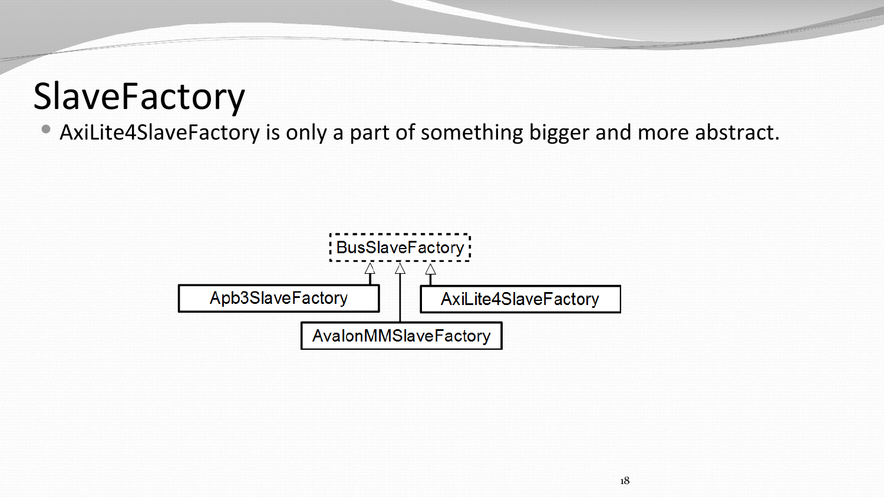# SlaveFactory

- AxiLite4SlaveFactory is only a part of something bigger and more abstract.

BusSlaveFactory

Apb3SlaveFactory

AxiLite4SlaveFactory

AvalonMMSlaveFactory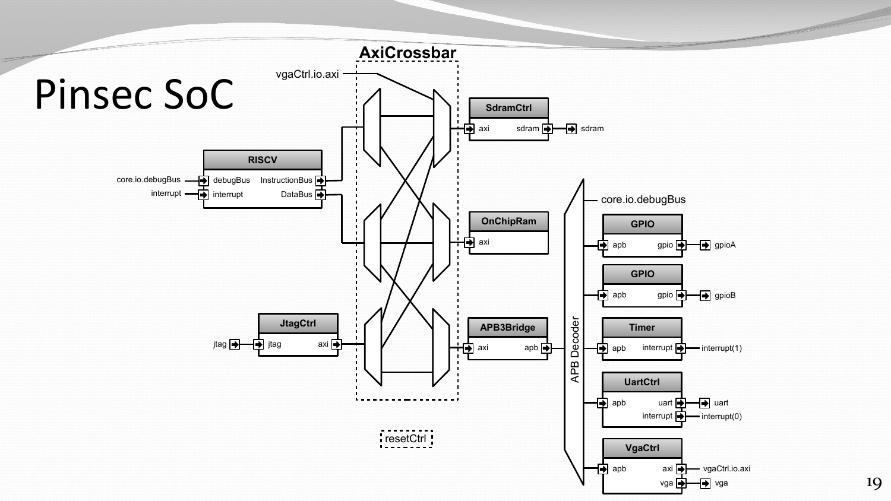# Pinsec SoC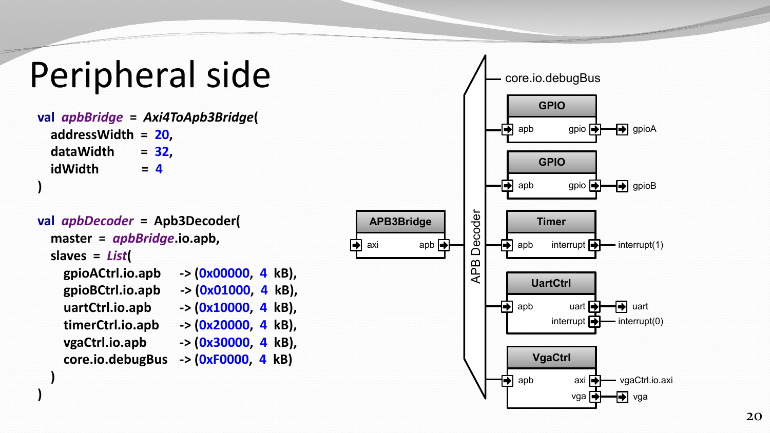# Peripheral side

```scala
val apbBridge = Axi4ToApb3Bridge(
  addressWidth = 20,
  dataWidth    = 32,
  idWidth      = 4
)

val apbDecoder = Apb3Decoder(
  master = apbBridge.io.apb,
  slaves = List(
    gpioACtrl.io.apb    -> (0x00000, 4 kB),
    gpioBCtrl.io.apb    -> (0x01000, 4 kB),
    uartCtrl.io.apb     -> (0x10000, 4 kB),
    timerCtrl.io.apb    -> (0x20000, 4 kB),
    vgaCtrl.io.apb      -> (0x30000, 4 kB),
    core.io.debugBus    -> (0xF0000, 4 kB)
  )
)
```

APB3Bridge (axi, apb) → APB Decoder → core.io.debugBus; GPIO (apb, gpio → gpioA); GPIO (apb, gpio → gpioB); Timer (apb, interrupt → interrupt(1)); UartCtrl (apb, uart → uart, interrupt → interrupt(0)); VgaCtrl (apb, axi → vgaCtrl.io.axi, vga → vga)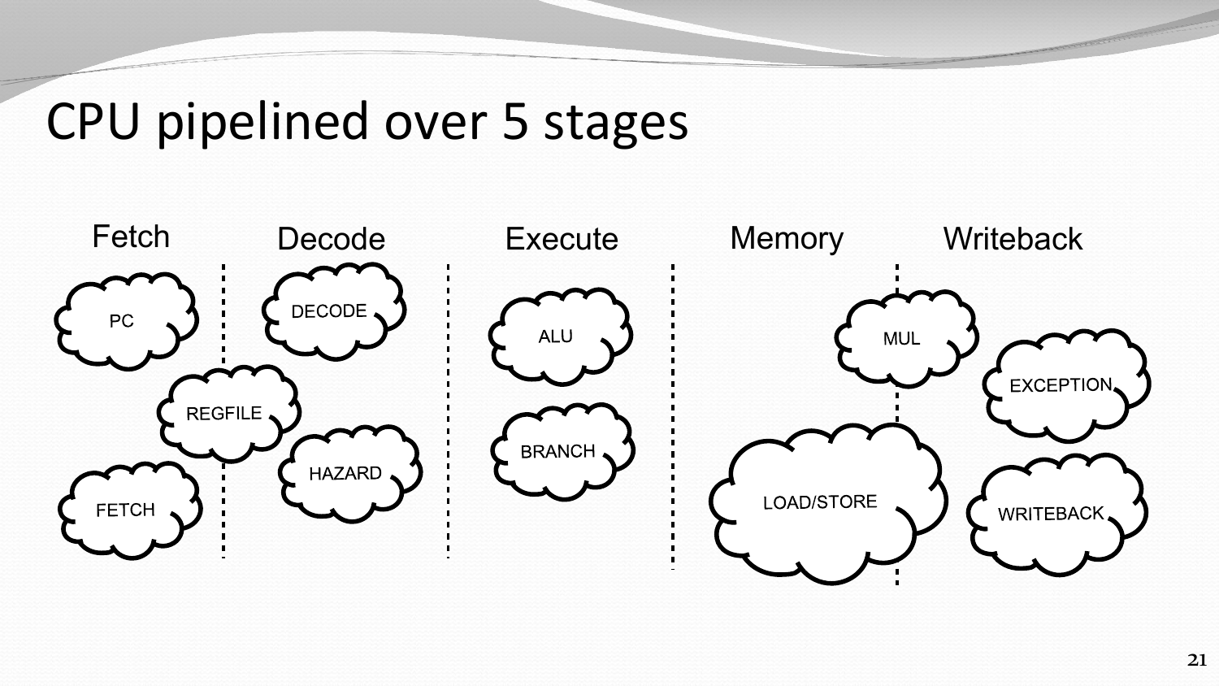# CPU pipelined over 5 stages

Fetch | Decode | Execute | Memory | Writeback

PC

DECODE

ALU

MUL

EXCEPTION

REGFILE

BRANCH

HAZARD

FETCH

LOAD/STORE

WRITEBACK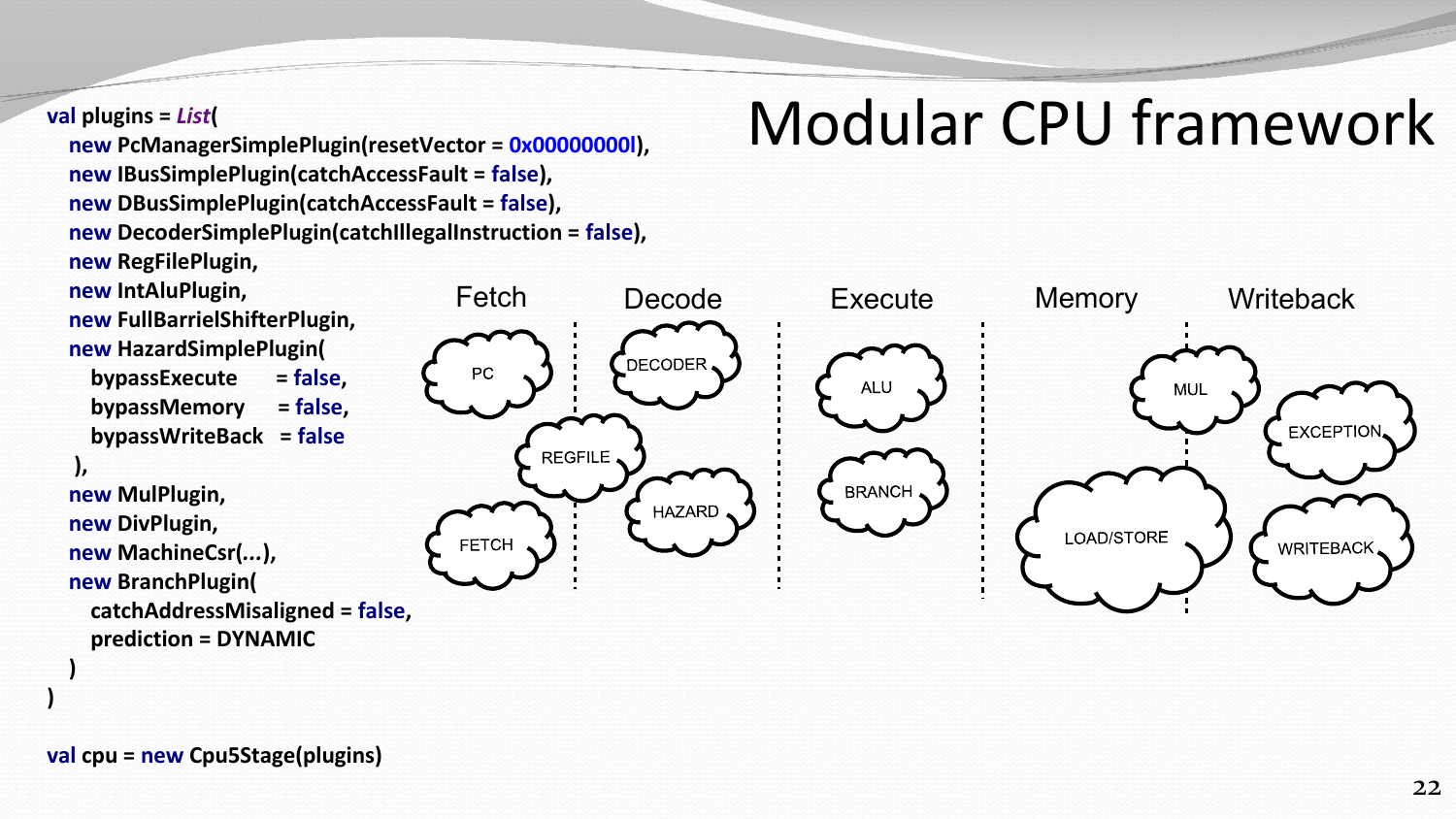# Modular CPU framework

```scala
val plugins = List(
  new PcManagerSimplePlugin(resetVector = 0x00000000l),
  new IBusSimplePlugin(catchAccessFault = false),
  new DBusSimplePlugin(catchAccessFault = false),
  new DecoderSimplePlugin(catchIllegalInstruction = false),
  new RegFilePlugin,
  new IntAluPlugin,
  new FullBarrielShifterPlugin,
  new HazardSimplePlugin(
    bypassExecute     = false,
    bypassMemory      = false,
    bypassWriteBack   = false
  ),
  new MulPlugin,
  new DivPlugin,
  new MachineCsr(...),
  new BranchPlugin(
    catchAddressMisaligned = false,
    prediction = DYNAMIC
  )
)

val cpu = new Cpu5Stage(plugins)
```

Fetch | Decode | Execute | Memory | Writeback

PC, FETCH, REGFILE, DECODER, HAZARD, ALU, BRANCH, MUL, LOAD/STORE, EXCEPTION, WRITEBACK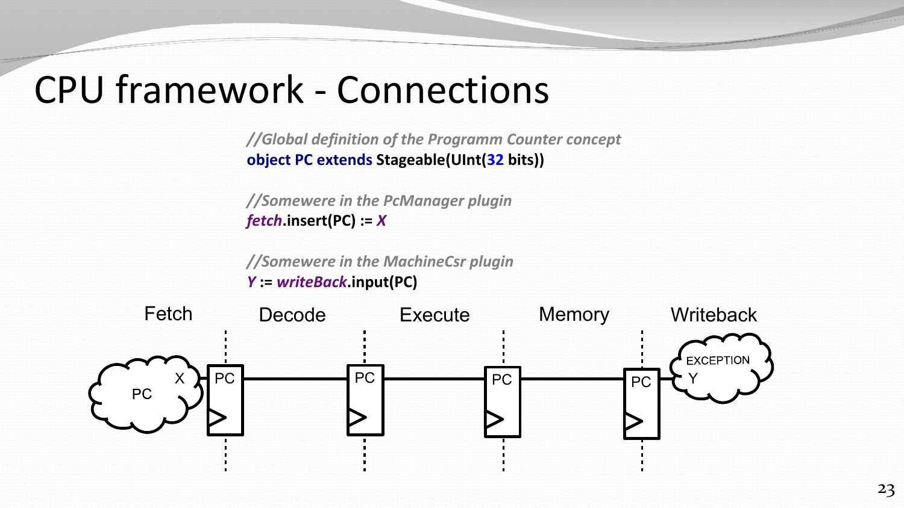# CPU framework - Connections

```
//Global definition of the Programm Counter concept
object PC extends Stageable(UInt(32 bits))

//Somewere in the PcManager plugin
fetch.insert(PC) := X

//Somewere in the MachineCsr plugin
Y := writeBack.input(PC)
```

Fetch | Decode | Execute | Memory | Writeback

PC X → PC → PC → PC → PC → EXCEPTION Y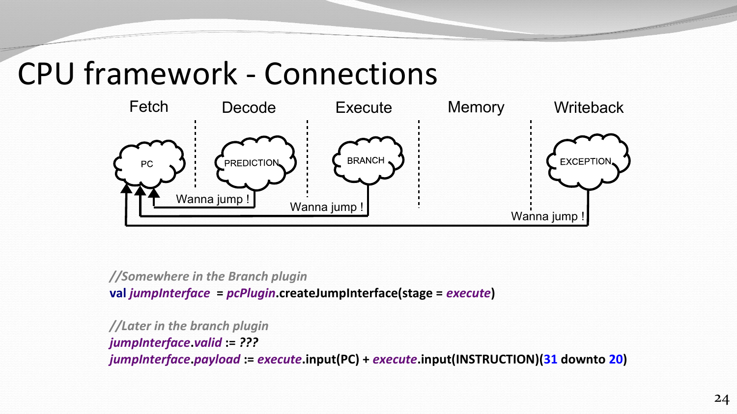# CPU framework - Connections

Fetch | Decode | Execute | Memory | Writeback

PC — PREDICTION — BRANCH — EXCEPTION

Wanna jump ! Wanna jump ! Wanna jump !

```
//Somewhere in the Branch plugin
val jumpInterface  = pcPlugin.createJumpInterface(stage = execute)

//Later in the branch plugin
jumpInterface.valid := ???
jumpInterface.payload := execute.input(PC) + execute.input(INSTRUCTION)(31 downto 20)
```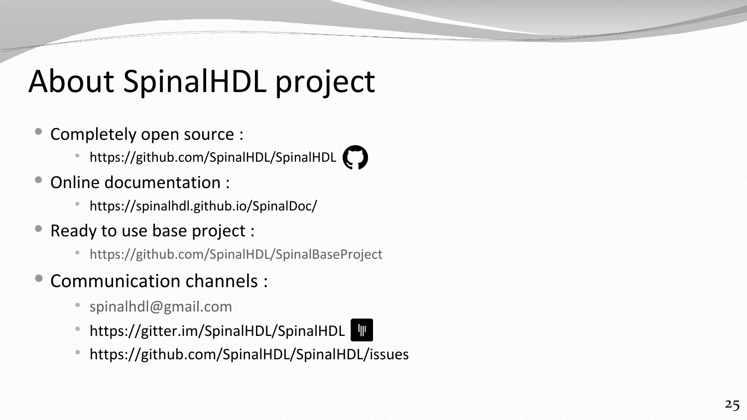# About SpinalHDL project

- Completely open source :
  - https://github.com/SpinalHDL/SpinalHDL
- Online documentation :
  - https://spinalhdl.github.io/SpinalDoc/
- Ready to use base project :
  - https://github.com/SpinalHDL/SpinalBaseProject
- Communication channels :
  - spinalhdl@gmail.com
  - https://gitter.im/SpinalHDL/SpinalHDL
  - https://github.com/SpinalHDL/SpinalHDL/issues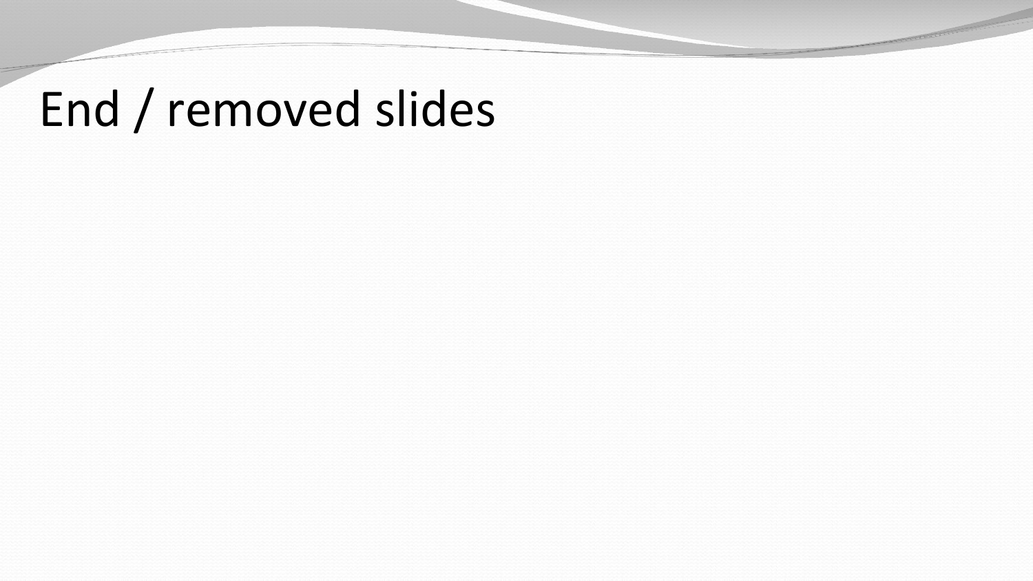# End / removed slides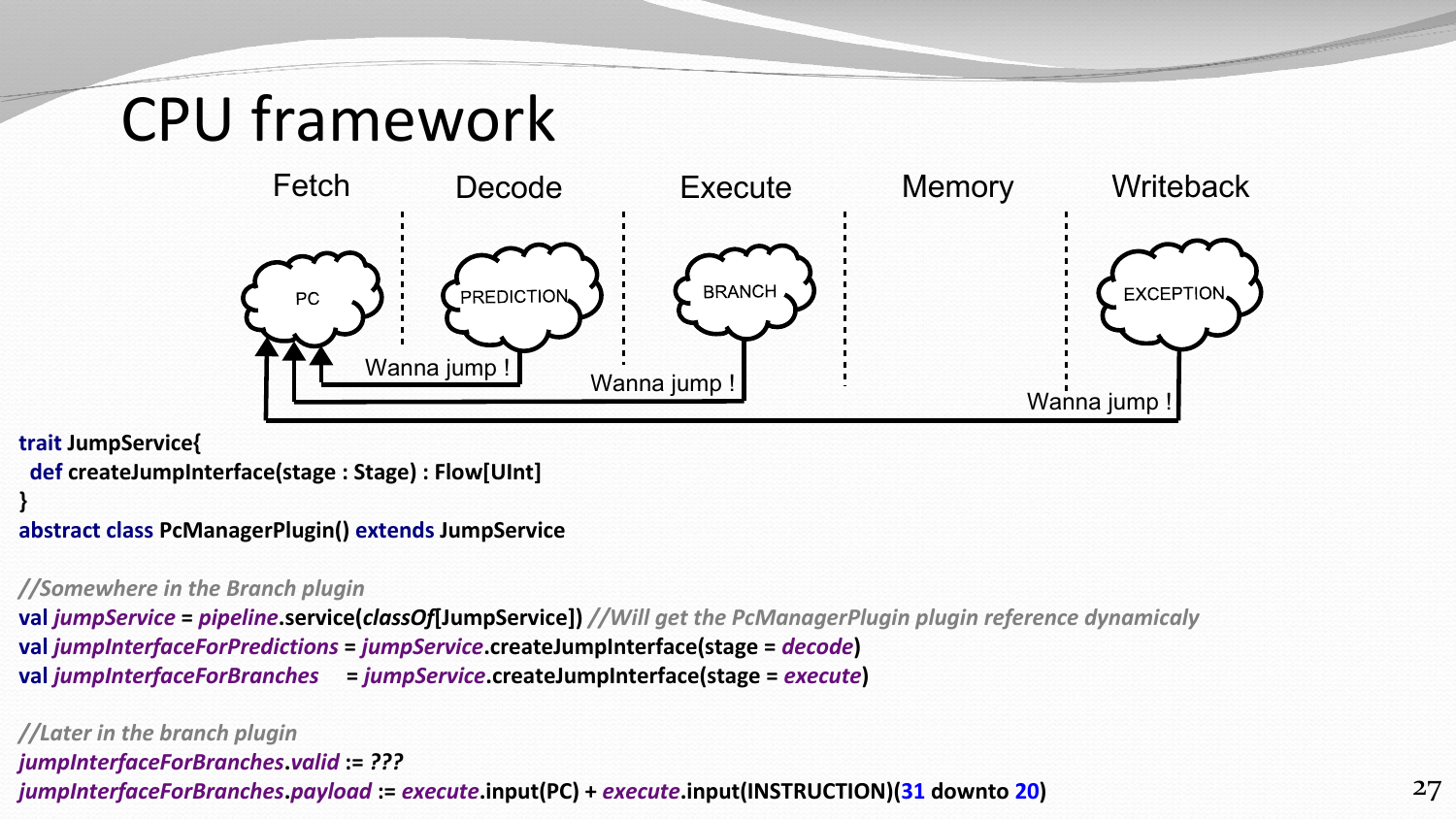# CPU framework

Fetch | Decode | Execute | Memory | Writeback

PC — PREDICTION — BRANCH — EXCEPTION

Wanna jump ! | Wanna jump ! | Wanna jump !

```
trait JumpService{
  def createJumpInterface(stage : Stage) : Flow[UInt]
}
abstract class PcManagerPlugin() extends JumpService

//Somewhere in the Branch plugin
val jumpService = pipeline.service(classOf[JumpService]) //Will get the PcManagerPlugin plugin reference dynamicaly
val jumpInterfaceForPredictions = jumpService.createJumpInterface(stage = decode)
val jumpInterfaceForBranches     = jumpService.createJumpInterface(stage = execute)

//Later in the branch plugin
jumpInterfaceForBranches.valid := ???
jumpInterfaceForBranches.payload := execute.input(PC) + execute.input(INSTRUCTION)(31 downto 20)
```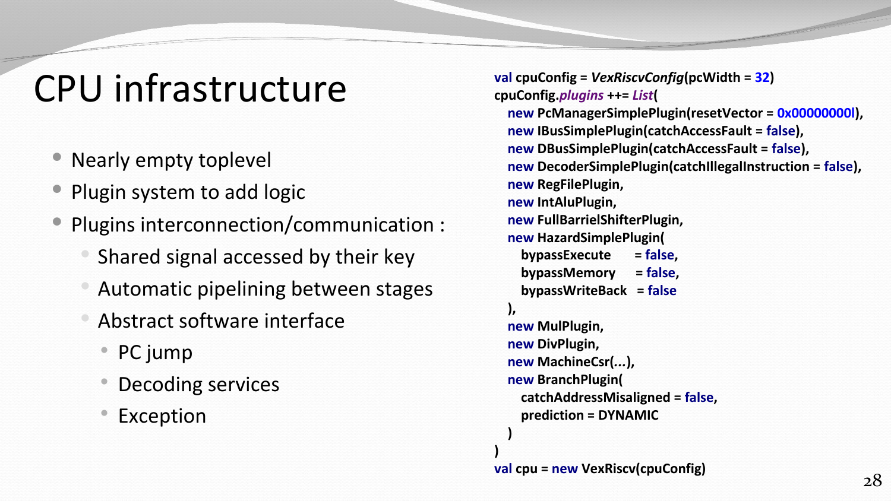# CPU infrastructure

- Nearly empty toplevel
- Plugin system to add logic
- Plugins interconnection/communication :
  - Shared signal accessed by their key
  - Automatic pipelining between stages
  - Abstract software interface
    - PC jump
    - Decoding services
    - Exception

```scala
val cpuConfig = VexRiscvConfig(pcWidth = 32)
cpuConfig.plugins ++= List(
  new PcManagerSimplePlugin(resetVector = 0x00000000l),
  new IBusSimplePlugin(catchAccessFault = false),
  new DBusSimplePlugin(catchAccessFault = false),
  new DecoderSimplePlugin(catchIllegalInstruction = false),
  new RegFilePlugin,
  new IntAluPlugin,
  new FullBarrielShifterPlugin,
  new HazardSimplePlugin(
    bypassExecute    = false,
    bypassMemory     = false,
    bypassWriteBack  = false
  ),
  new MulPlugin,
  new DivPlugin,
  new MachineCsr(...),
  new BranchPlugin(
    catchAddressMisaligned = false,
    prediction = DYNAMIC
  )
)
val cpu = new VexRiscv(cpuConfig)
```